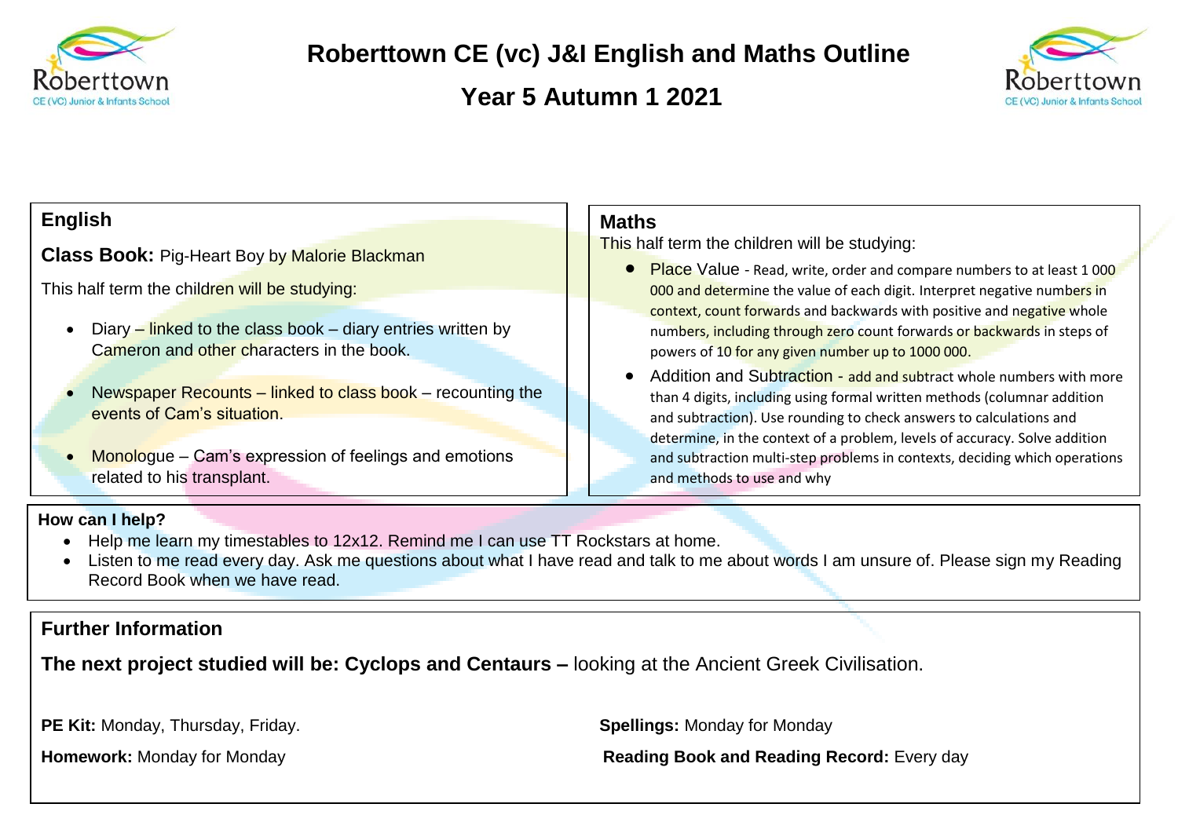# Roberttown CE (vc) J&I English and Maths Outline

## Year 5 Autumn 1 2021

## English

**Class Book:** Pig-Heart Boy by Malorie Blackman

This half term the children will be studying:

- Diary – linked to the class book – diary entries written by Cameron and other characters in the book.
- Newspaper Recounts – linked to class book – recounting the events of Cam's situation.
- Monologue – Cam's expression of feelings and emotions related to his transplant.

## Maths

This half term the children will be studying:

- Place Value - Read, write, order and compare numbers to at least 1 000 000 and determine the value of each digit. Interpret negative numbers in context, count forwards and backwards with positive and negative whole numbers, including through zero count forwards or backwards in steps of powers of 10 for any given number up to 1000 000.
- Addition and Subtraction - add and subtract whole numbers with more than 4 digits, including using formal written methods (columnar addition and subtraction). Use rounding to check answers to calculations and determine, in the context of a problem, levels of accuracy. Solve addition and subtraction multi-step problems in contexts, deciding which operations and methods to use and why

**How can I help?**

- Help me learn my timestables to 12x12. Remind me I can use TT Rockstars at home.
- Listen to me read every day. Ask me questions about what I have read and talk to me about words I am unsure of. Please sign my Reading Record Book when we have read.

## Further Information

**The next project studied will be: Cyclops and Centaurs –** looking at the Ancient Greek Civilisation.

**PE Kit:** Monday, Thursday, Friday.

**Homework:** Monday for Monday

**Spellings:** Monday for Monday

**Reading Book and Reading Record:** Every day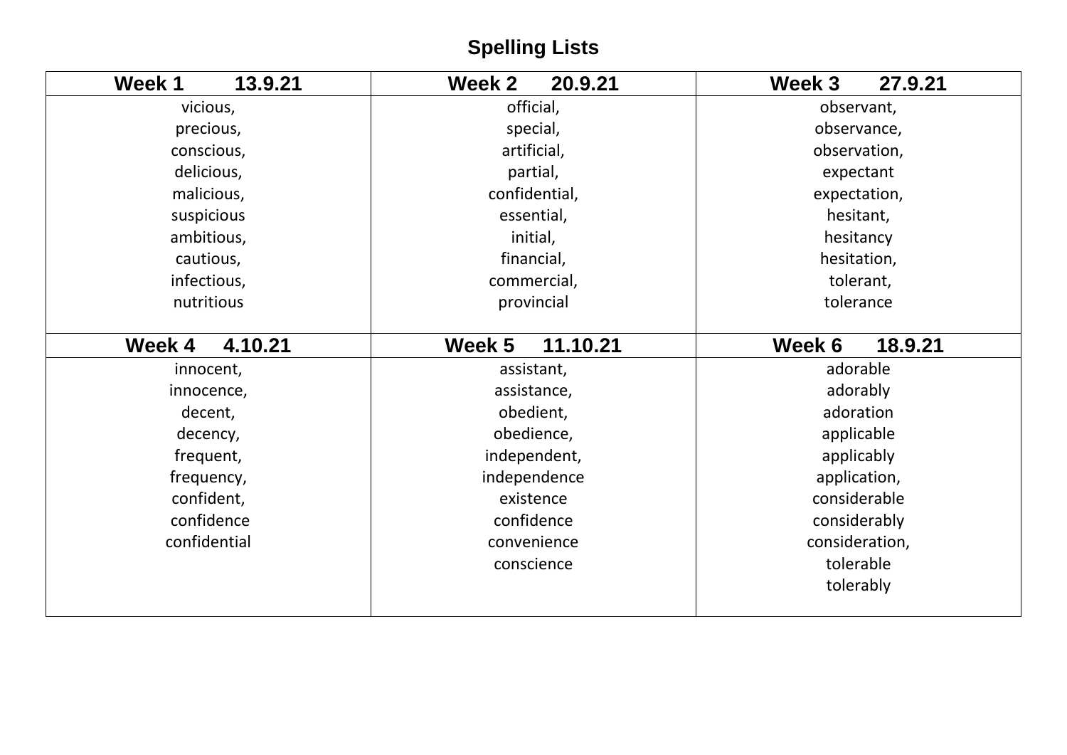# Spelling Lists

| Week 1 13.9.21 | Week 2 20.9.21 | Week 3 27.9.21 |
|---|---|---|
| vicious,<br>precious,<br>conscious,<br>delicious,<br>malicious,<br>suspicious<br>ambitious,<br>cautious,<br>infectious,<br>nutritious | official,<br>special,<br>artificial,<br>partial,<br>confidential,<br>essential,<br>initial,<br>financial,<br>commercial,<br>provincial | observant,<br>observance,<br>observation,<br>expectant<br>expectation,<br>hesitant,<br>hesitancy<br>hesitation,<br>tolerant,<br>tolerance |
| **Week 4 4.10.21** | **Week 5 11.10.21** | **Week 6 18.9.21** |
| innocent,<br>innocence,<br>decent,<br>decency,<br>frequent,<br>frequency,<br>confident,<br>confidence<br>confidential | assistant,<br>assistance,<br>obedient,<br>obedience,<br>independent,<br>independence<br>existence<br>confidence<br>convenience<br>conscience | adorable<br>adorably<br>adoration<br>applicable<br>applicably<br>application,<br>considerable<br>considerably<br>consideration,<br>tolerable<br>tolerably |